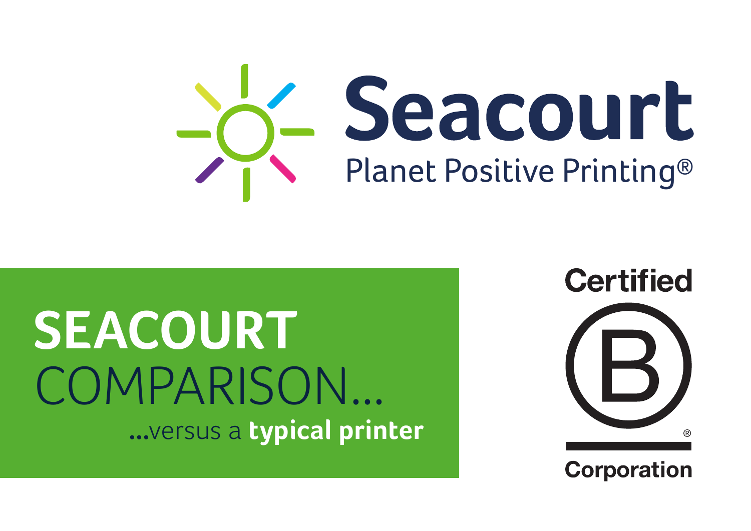# Seacourt

Planet Positive Printing®

# SEACOURT COMPARISON...

...versus a **typical printer**

Certified B Corporation®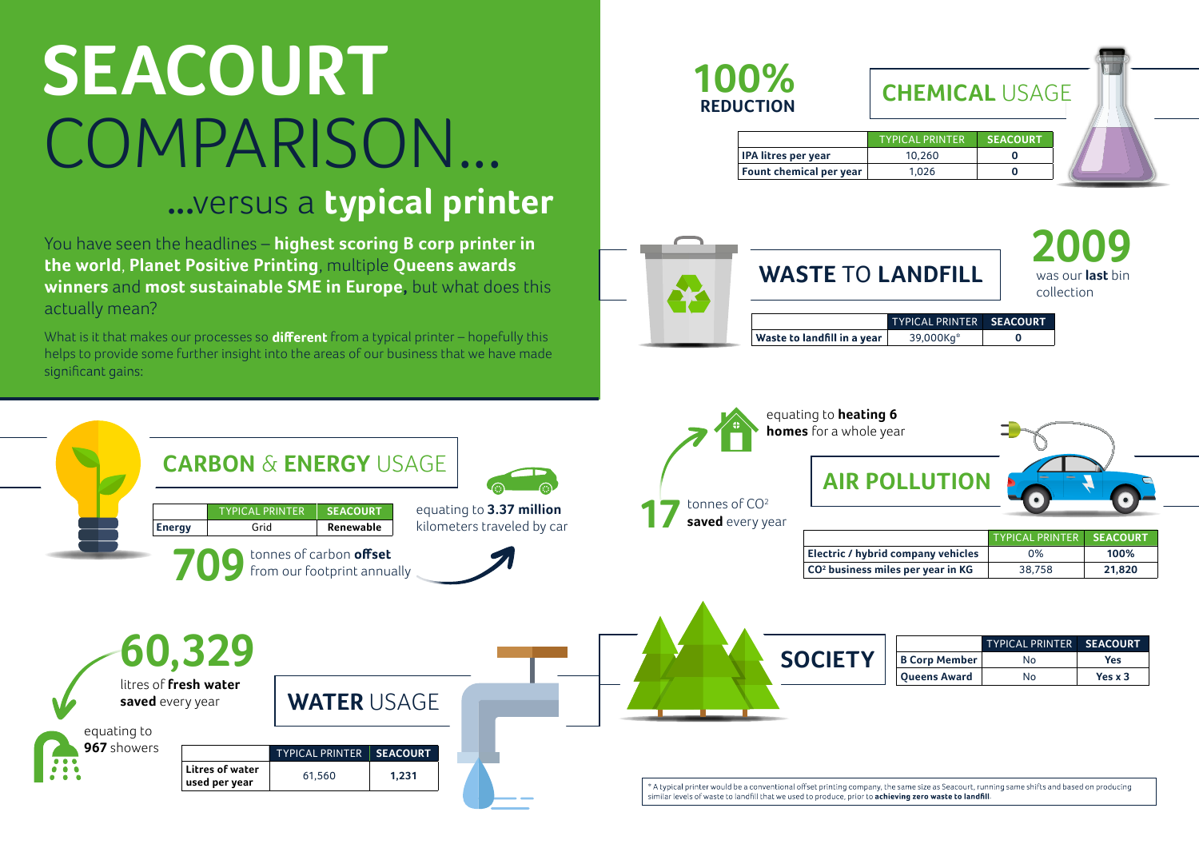# SEACOURT COMPARISON...

## ...versus a **typical printer**

You have seen the headlines – **highest scoring B corp printer in the world**, **Planet Positive Printing**, multiple **Queens awards winners** and **most sustainable SME in Europe,** but what does this actually mean?

What is it that makes our processes so **different** from a typical printer – hopefully this helps to provide some further insight into the areas of our business that we have made significant gains:

## CHEMICAL USAGE

**100% REDUCTION**

| | TYPICAL PRINTER | SEACOURT |
|---|---|---|
| **IPA litres per year** | 10,260 | **0** |
| **Fount chemical per year** | 1,026 | **0** |

## WASTE TO LANDFILL

**2009** was our **last** bin collection

| | TYPICAL PRINTER | SEACOURT |
|---|---|---|
| **Waste to landfill in a year** | 39,000Kg* | **0** |

## CARBON & ENERGY USAGE

| | TYPICAL PRINTER | SEACOURT |
|---|---|---|
| **Energy** | Grid | **Renewable** |

**709** tonnes of carbon **offset** from our footprint annually

equating to **3.37 million** kilometers traveled by car

## AIR POLLUTION

**17** tonnes of $CO^2$ **saved** every year

equating to **heating 6 homes** for a whole year

| | TYPICAL PRINTER | SEACOURT |
|---|---|---|
| **Electric / hybrid company vehicles** | 0% | **100%** |
| **$CO^2$ business miles per year in KG** | 38,758 | **21,820** |

## WATER USAGE

**60,329** litres of **fresh water saved** every year

equating to **967** showers

| | TYPICAL PRINTER | SEACOURT |
|---|---|---|
| **Litres of water used per year** | 61,560 | **1,231** |

## SOCIETY

| | TYPICAL PRINTER | SEACOURT |
|---|---|---|
| **B Corp Member** | No | **Yes** |
| **Queens Award** | No | **Yes x 3** |

\* A typical printer would be a conventional offset printing company, the same size as Seacourt, running same shifts and based on producing similar levels of waste to landfill that we used to produce, prior to **achieving zero waste to landfill**.